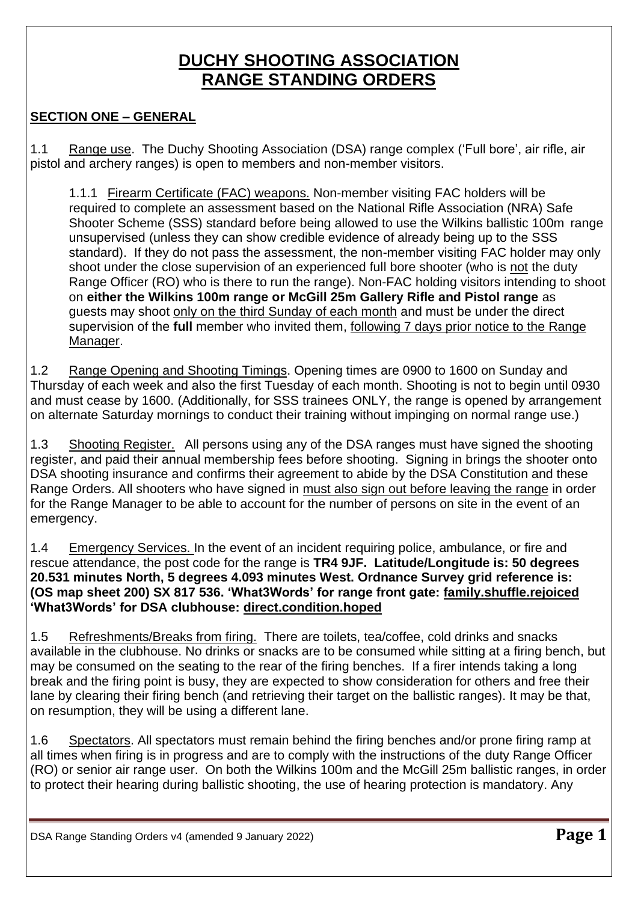# DUCHY SHOOTING ASSOCIATION
# RANGE STANDING ORDERS

## SECTION ONE – GENERAL

1.1 Range use. The Duchy Shooting Association (DSA) range complex ('Full bore', air rifle, air pistol and archery ranges) is open to members and non-member visitors.

1.1.1 Firearm Certificate (FAC) weapons. Non-member visiting FAC holders will be required to complete an assessment based on the National Rifle Association (NRA) Safe Shooter Scheme (SSS) standard before being allowed to use the Wilkins ballistic 100m range unsupervised (unless they can show credible evidence of already being up to the SSS standard). If they do not pass the assessment, the non-member visiting FAC holder may only shoot under the close supervision of an experienced full bore shooter (who is not the duty Range Officer (RO) who is there to run the range). Non-FAC holding visitors intending to shoot on **either the Wilkins 100m range or McGill 25m Gallery Rifle and Pistol range** as guests may shoot only on the third Sunday of each month and must be under the direct supervision of the **full** member who invited them, following 7 days prior notice to the Range Manager.

1.2 Range Opening and Shooting Timings. Opening times are 0900 to 1600 on Sunday and Thursday of each week and also the first Tuesday of each month. Shooting is not to begin until 0930 and must cease by 1600. (Additionally, for SSS trainees ONLY, the range is opened by arrangement on alternate Saturday mornings to conduct their training without impinging on normal range use.)

1.3 Shooting Register. All persons using any of the DSA ranges must have signed the shooting register, and paid their annual membership fees before shooting. Signing in brings the shooter onto DSA shooting insurance and confirms their agreement to abide by the DSA Constitution and these Range Orders. All shooters who have signed in must also sign out before leaving the range in order for the Range Manager to be able to account for the number of persons on site in the event of an emergency.

1.4 Emergency Services. In the event of an incident requiring police, ambulance, or fire and rescue attendance, the post code for the range is **TR4 9JF. Latitude/Longitude is: 50 degrees 20.531 minutes North, 5 degrees 4.093 minutes West. Ordnance Survey grid reference is: (OS map sheet 200) SX 817 536. 'What3Words' for range front gate: family.shuffle.rejoiced 'What3Words' for DSA clubhouse: direct.condition.hoped**

1.5 Refreshments/Breaks from firing. There are toilets, tea/coffee, cold drinks and snacks available in the clubhouse. No drinks or snacks are to be consumed while sitting at a firing bench, but may be consumed on the seating to the rear of the firing benches. If a firer intends taking a long break and the firing point is busy, they are expected to show consideration for others and free their lane by clearing their firing bench (and retrieving their target on the ballistic ranges). It may be that, on resumption, they will be using a different lane.

1.6 Spectators. All spectators must remain behind the firing benches and/or prone firing ramp at all times when firing is in progress and are to comply with the instructions of the duty Range Officer (RO) or senior air range user. On both the Wilkins 100m and the McGill 25m ballistic ranges, in order to protect their hearing during ballistic shooting, the use of hearing protection is mandatory. Any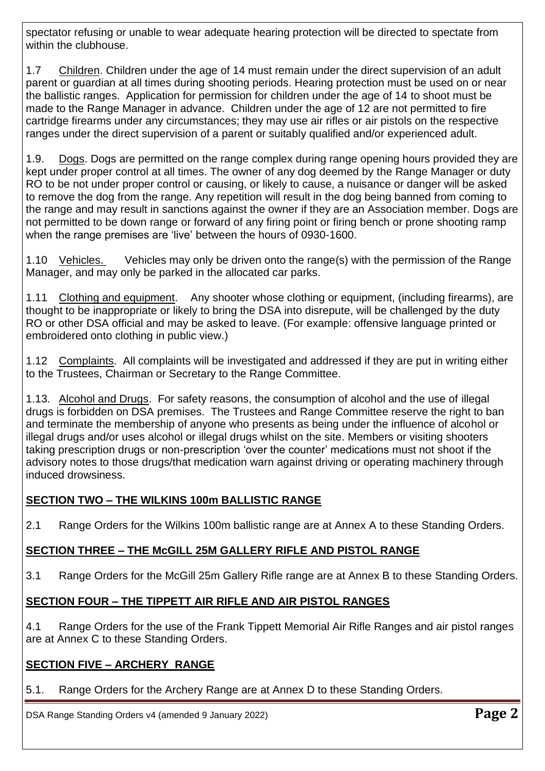spectator refusing or unable to wear adequate hearing protection will be directed to spectate from within the clubhouse.

1.7 Children. Children under the age of 14 must remain under the direct supervision of an adult parent or guardian at all times during shooting periods. Hearing protection must be used on or near the ballistic ranges. Application for permission for children under the age of 14 to shoot must be made to the Range Manager in advance. Children under the age of 12 are not permitted to fire cartridge firearms under any circumstances; they may use air rifles or air pistols on the respective ranges under the direct supervision of a parent or suitably qualified and/or experienced adult.

1.9. Dogs. Dogs are permitted on the range complex during range opening hours provided they are kept under proper control at all times. The owner of any dog deemed by the Range Manager or duty RO to be not under proper control or causing, or likely to cause, a nuisance or danger will be asked to remove the dog from the range. Any repetition will result in the dog being banned from coming to the range and may result in sanctions against the owner if they are an Association member. Dogs are not permitted to be down range or forward of any firing point or firing bench or prone shooting ramp when the range premises are 'live' between the hours of 0930-1600.

1.10 Vehicles. Vehicles may only be driven onto the range(s) with the permission of the Range Manager, and may only be parked in the allocated car parks.

1.11 Clothing and equipment. Any shooter whose clothing or equipment, (including firearms), are thought to be inappropriate or likely to bring the DSA into disrepute, will be challenged by the duty RO or other DSA official and may be asked to leave. (For example: offensive language printed or embroidered onto clothing in public view.)

1.12 Complaints. All complaints will be investigated and addressed if they are put in writing either to the Trustees, Chairman or Secretary to the Range Committee.

1.13. Alcohol and Drugs. For safety reasons, the consumption of alcohol and the use of illegal drugs is forbidden on DSA premises. The Trustees and Range Committee reserve the right to ban and terminate the membership of anyone who presents as being under the influence of alcohol or illegal drugs and/or uses alcohol or illegal drugs whilst on the site. Members or visiting shooters taking prescription drugs or non-prescription 'over the counter' medications must not shoot if the advisory notes to those drugs/that medication warn against driving or operating machinery through induced drowsiness.

## SECTION TWO – THE WILKINS 100m BALLISTIC RANGE

2.1 Range Orders for the Wilkins 100m ballistic range are at Annex A to these Standing Orders.

## SECTION THREE – THE McGILL 25M GALLERY RIFLE AND PISTOL RANGE

3.1 Range Orders for the McGill 25m Gallery Rifle range are at Annex B to these Standing Orders.

## SECTION FOUR – THE TIPPETT AIR RIFLE AND AIR PISTOL RANGES

4.1 Range Orders for the use of the Frank Tippett Memorial Air Rifle Ranges and air pistol ranges are at Annex C to these Standing Orders.

## SECTION FIVE – ARCHERY RANGE

5.1. Range Orders for the Archery Range are at Annex D to these Standing Orders.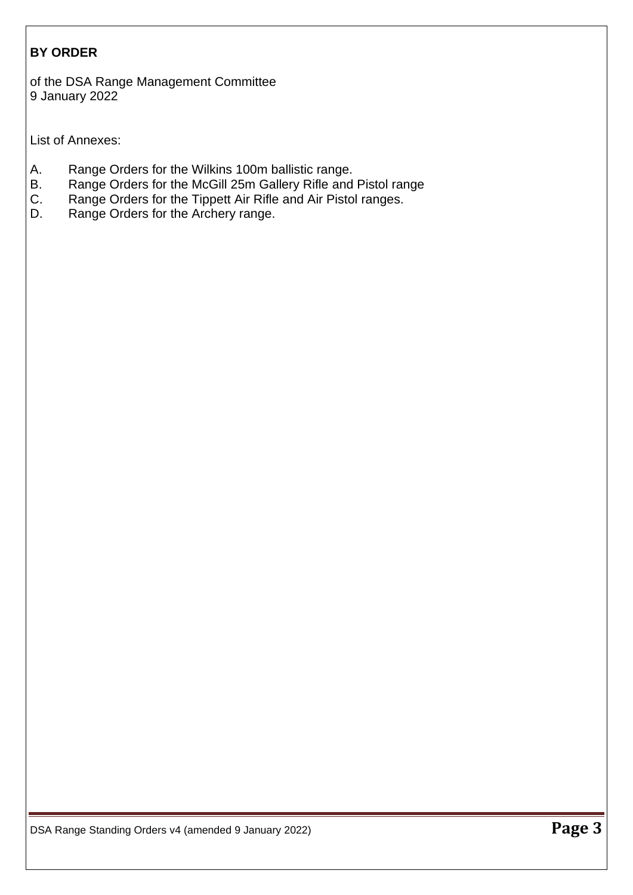**BY ORDER**

of the DSA Range Management Committee
9 January 2022

List of Annexes:

A. Range Orders for the Wilkins 100m ballistic range.
B. Range Orders for the McGill 25m Gallery Rifle and Pistol range
C. Range Orders for the Tippett Air Rifle and Air Pistol ranges.
D. Range Orders for the Archery range.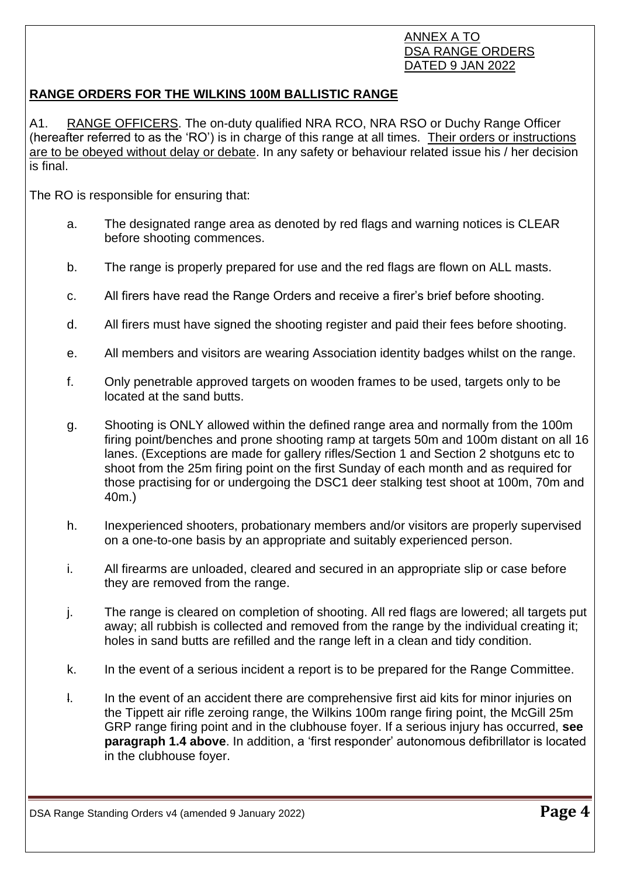ANNEX A TO
DSA RANGE ORDERS
DATED 9 JAN 2022

## RANGE ORDERS FOR THE WILKINS 100M BALLISTIC RANGE

A1. RANGE OFFICERS. The on-duty qualified NRA RCO, NRA RSO or Duchy Range Officer (hereafter referred to as the 'RO') is in charge of this range at all times. Their orders or instructions are to be obeyed without delay or debate. In any safety or behaviour related issue his / her decision is final.

The RO is responsible for ensuring that:

a. The designated range area as denoted by red flags and warning notices is CLEAR before shooting commences.

b. The range is properly prepared for use and the red flags are flown on ALL masts.

c. All firers have read the Range Orders and receive a firer's brief before shooting.

d. All firers must have signed the shooting register and paid their fees before shooting.

e. All members and visitors are wearing Association identity badges whilst on the range.

f. Only penetrable approved targets on wooden frames to be used, targets only to be located at the sand butts.

g. Shooting is ONLY allowed within the defined range area and normally from the 100m firing point/benches and prone shooting ramp at targets 50m and 100m distant on all 16 lanes. (Exceptions are made for gallery rifles/Section 1 and Section 2 shotguns etc to shoot from the 25m firing point on the first Sunday of each month and as required for those practising for or undergoing the DSC1 deer stalking test shoot at 100m, 70m and 40m.)

h. Inexperienced shooters, probationary members and/or visitors are properly supervised on a one-to-one basis by an appropriate and suitably experienced person.

i. All firearms are unloaded, cleared and secured in an appropriate slip or case before they are removed from the range.

j. The range is cleared on completion of shooting. All red flags are lowered; all targets put away; all rubbish is collected and removed from the range by the individual creating it; holes in sand butts are refilled and the range left in a clean and tidy condition.

k. In the event of a serious incident a report is to be prepared for the Range Committee.

l. In the event of an accident there are comprehensive first aid kits for minor injuries on the Tippett air rifle zeroing range, the Wilkins 100m range firing point, the McGill 25m GRP range firing point and in the clubhouse foyer. If a serious injury has occurred, **see paragraph 1.4 above**. In addition, a 'first responder' autonomous defibrillator is located in the clubhouse foyer.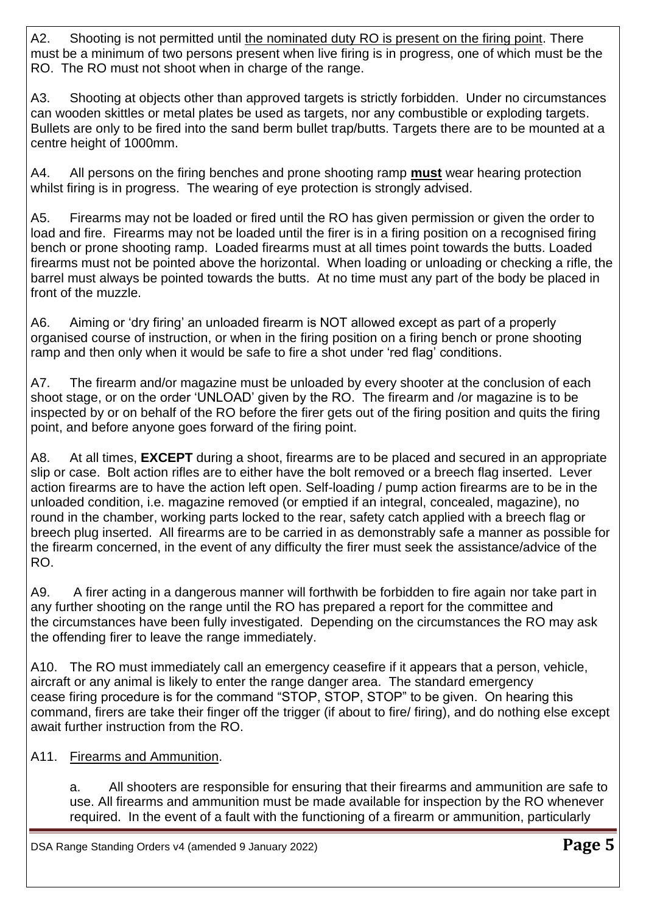A2. Shooting is not permitted until the nominated duty RO is present on the firing point. There must be a minimum of two persons present when live firing is in progress, one of which must be the RO. The RO must not shoot when in charge of the range.

A3. Shooting at objects other than approved targets is strictly forbidden. Under no circumstances can wooden skittles or metal plates be used as targets, nor any combustible or exploding targets. Bullets are only to be fired into the sand berm bullet trap/butts. Targets there are to be mounted at a centre height of 1000mm.

A4. All persons on the firing benches and prone shooting ramp **must** wear hearing protection whilst firing is in progress. The wearing of eye protection is strongly advised.

A5. Firearms may not be loaded or fired until the RO has given permission or given the order to load and fire. Firearms may not be loaded until the firer is in a firing position on a recognised firing bench or prone shooting ramp. Loaded firearms must at all times point towards the butts. Loaded firearms must not be pointed above the horizontal. When loading or unloading or checking a rifle, the barrel must always be pointed towards the butts. At no time must any part of the body be placed in front of the muzzle.

A6. Aiming or 'dry firing' an unloaded firearm is NOT allowed except as part of a properly organised course of instruction, or when in the firing position on a firing bench or prone shooting ramp and then only when it would be safe to fire a shot under 'red flag' conditions.

A7. The firearm and/or magazine must be unloaded by every shooter at the conclusion of each shoot stage, or on the order 'UNLOAD' given by the RO. The firearm and /or magazine is to be inspected by or on behalf of the RO before the firer gets out of the firing position and quits the firing point, and before anyone goes forward of the firing point.

A8. At all times, **EXCEPT** during a shoot, firearms are to be placed and secured in an appropriate slip or case. Bolt action rifles are to either have the bolt removed or a breech flag inserted. Lever action firearms are to have the action left open. Self-loading / pump action firearms are to be in the unloaded condition, i.e. magazine removed (or emptied if an integral, concealed, magazine), no round in the chamber, working parts locked to the rear, safety catch applied with a breech flag or breech plug inserted. All firearms are to be carried in as demonstrably safe a manner as possible for the firearm concerned, in the event of any difficulty the firer must seek the assistance/advice of the RO.

A9. A firer acting in a dangerous manner will forthwith be forbidden to fire again nor take part in any further shooting on the range until the RO has prepared a report for the committee and the circumstances have been fully investigated. Depending on the circumstances the RO may ask the offending firer to leave the range immediately.

A10. The RO must immediately call an emergency ceasefire if it appears that a person, vehicle, aircraft or any animal is likely to enter the range danger area. The standard emergency cease firing procedure is for the command "STOP, STOP, STOP" to be given. On hearing this command, firers are take their finger off the trigger (if about to fire/ firing), and do nothing else except await further instruction from the RO.

A11. Firearms and Ammunition.

a. All shooters are responsible for ensuring that their firearms and ammunition are safe to use. All firearms and ammunition must be made available for inspection by the RO whenever required. In the event of a fault with the functioning of a firearm or ammunition, particularly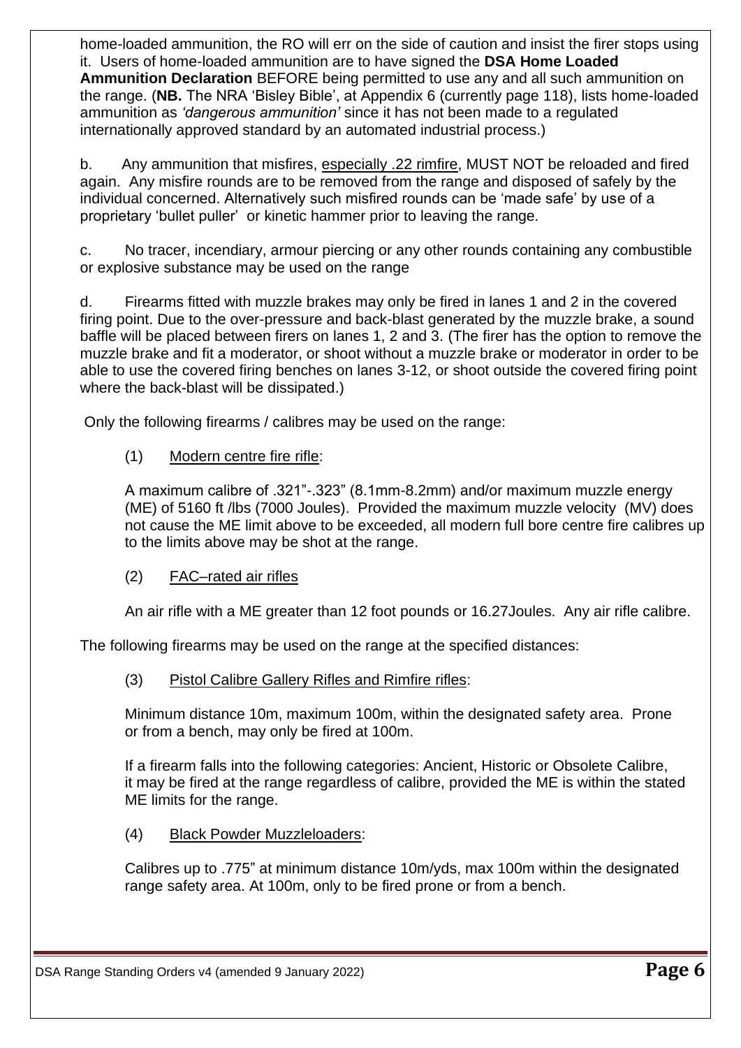home-loaded ammunition, the RO will err on the side of caution and insist the firer stops using it. Users of home-loaded ammunition are to have signed the **DSA Home Loaded Ammunition Declaration** BEFORE being permitted to use any and all such ammunition on the range. (**NB.** The NRA 'Bisley Bible', at Appendix 6 (currently page 118), lists home-loaded ammunition as *'dangerous ammunition'* since it has not been made to a regulated internationally approved standard by an automated industrial process.)

b. Any ammunition that misfires, <u>especially .22 rimfire</u>, MUST NOT be reloaded and fired again. Any misfire rounds are to be removed from the range and disposed of safely by the individual concerned. Alternatively such misfired rounds can be 'made safe' by use of a proprietary 'bullet puller' or kinetic hammer prior to leaving the range.

c. No tracer, incendiary, armour piercing or any other rounds containing any combustible or explosive substance may be used on the range

d. Firearms fitted with muzzle brakes may only be fired in lanes 1 and 2 in the covered firing point. Due to the over-pressure and back-blast generated by the muzzle brake, a sound baffle will be placed between firers on lanes 1, 2 and 3. (The firer has the option to remove the muzzle brake and fit a moderator, or shoot without a muzzle brake or moderator in order to be able to use the covered firing benches on lanes 3-12, or shoot outside the covered firing point where the back-blast will be dissipated.)

Only the following firearms / calibres may be used on the range:

(1) <u>Modern centre fire rifle</u>:

A maximum calibre of .321"-.323" (8.1mm-8.2mm) and/or maximum muzzle energy (ME) of 5160 ft /lbs (7000 Joules). Provided the maximum muzzle velocity (MV) does not cause the ME limit above to be exceeded, all modern full bore centre fire calibres up to the limits above may be shot at the range.

(2) <u>FAC–rated air rifles</u>

An air rifle with a ME greater than 12 foot pounds or 16.27Joules. Any air rifle calibre.

The following firearms may be used on the range at the specified distances:

(3) <u>Pistol Calibre Gallery Rifles and Rimfire rifles</u>:

Minimum distance 10m, maximum 100m, within the designated safety area. Prone or from a bench, may only be fired at 100m.

If a firearm falls into the following categories: Ancient, Historic or Obsolete Calibre, it may be fired at the range regardless of calibre, provided the ME is within the stated ME limits for the range.

(4) <u>Black Powder Muzzleloaders</u>:

Calibres up to .775" at minimum distance 10m/yds, max 100m within the designated range safety area. At 100m, only to be fired prone or from a bench.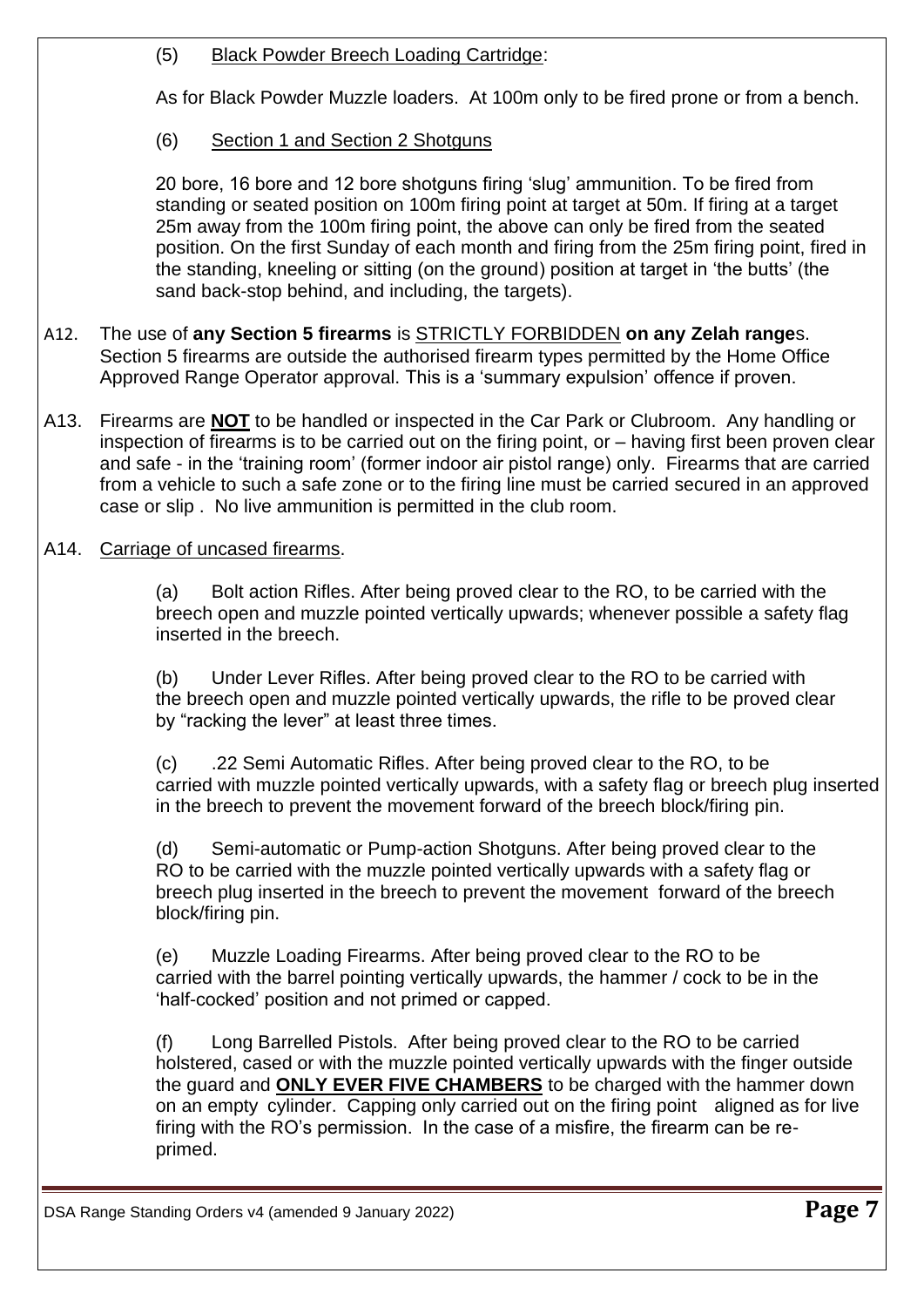(5) Black Powder Breech Loading Cartridge:

As for Black Powder Muzzle loaders. At 100m only to be fired prone or from a bench.

(6) Section 1 and Section 2 Shotguns

20 bore, 16 bore and 12 bore shotguns firing 'slug' ammunition. To be fired from standing or seated position on 100m firing point at target at 50m. If firing at a target 25m away from the 100m firing point, the above can only be fired from the seated position. On the first Sunday of each month and firing from the 25m firing point, fired in the standing, kneeling or sitting (on the ground) position at target in 'the butts' (the sand back-stop behind, and including, the targets).

A12. The use of **any Section 5 firearms** is STRICTLY FORBIDDEN **on any Zelah range**s. Section 5 firearms are outside the authorised firearm types permitted by the Home Office Approved Range Operator approval. This is a 'summary expulsion' offence if proven.

A13. Firearms are **NOT** to be handled or inspected in the Car Park or Clubroom. Any handling or inspection of firearms is to be carried out on the firing point, or – having first been proven clear and safe - in the 'training room' (former indoor air pistol range) only. Firearms that are carried from a vehicle to such a safe zone or to the firing line must be carried secured in an approved case or slip . No live ammunition is permitted in the club room.

A14. Carriage of uncased firearms.

(a) Bolt action Rifles. After being proved clear to the RO, to be carried with the breech open and muzzle pointed vertically upwards; whenever possible a safety flag inserted in the breech.

(b) Under Lever Rifles. After being proved clear to the RO to be carried with the breech open and muzzle pointed vertically upwards, the rifle to be proved clear by "racking the lever" at least three times.

(c) .22 Semi Automatic Rifles. After being proved clear to the RO, to be carried with muzzle pointed vertically upwards, with a safety flag or breech plug inserted in the breech to prevent the movement forward of the breech block/firing pin.

(d) Semi-automatic or Pump-action Shotguns. After being proved clear to the RO to be carried with the muzzle pointed vertically upwards with a safety flag or breech plug inserted in the breech to prevent the movement forward of the breech block/firing pin.

(e) Muzzle Loading Firearms. After being proved clear to the RO to be carried with the barrel pointing vertically upwards, the hammer / cock to be in the 'half-cocked' position and not primed or capped.

(f) Long Barrelled Pistols. After being proved clear to the RO to be carried holstered, cased or with the muzzle pointed vertically upwards with the finger outside the guard and **ONLY EVER FIVE CHAMBERS** to be charged with the hammer down on an empty cylinder. Capping only carried out on the firing point aligned as for live firing with the RO's permission. In the case of a misfire, the firearm can be re-primed.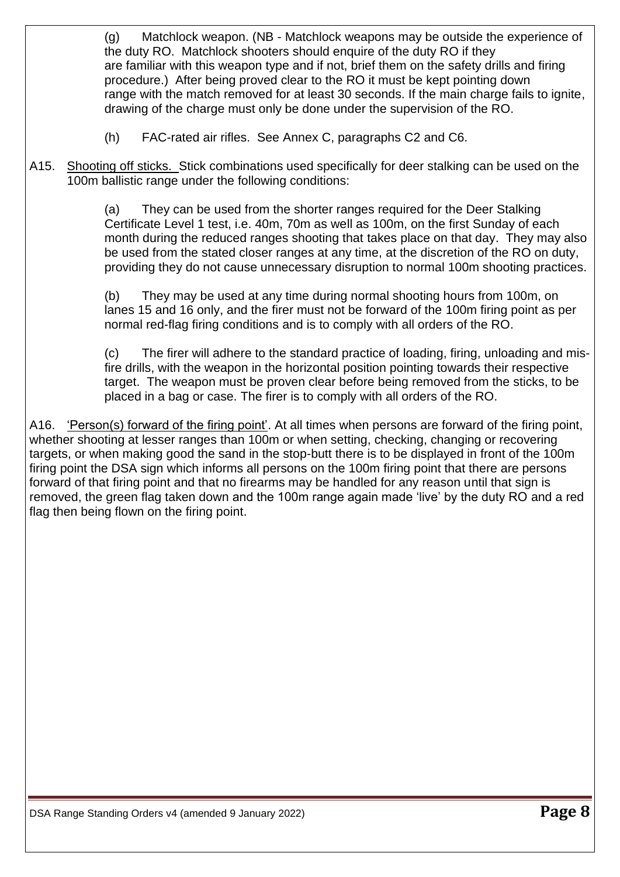(g) Matchlock weapon. (NB - Matchlock weapons may be outside the experience of the duty RO. Matchlock shooters should enquire of the duty RO if they are familiar with this weapon type and if not, brief them on the safety drills and firing procedure.) After being proved clear to the RO it must be kept pointing down range with the match removed for at least 30 seconds. If the main charge fails to ignite, drawing of the charge must only be done under the supervision of the RO.

(h) FAC-rated air rifles. See Annex C, paragraphs C2 and C6.

A15. Shooting off sticks. Stick combinations used specifically for deer stalking can be used on the 100m ballistic range under the following conditions:

(a) They can be used from the shorter ranges required for the Deer Stalking Certificate Level 1 test, i.e. 40m, 70m as well as 100m, on the first Sunday of each month during the reduced ranges shooting that takes place on that day. They may also be used from the stated closer ranges at any time, at the discretion of the RO on duty, providing they do not cause unnecessary disruption to normal 100m shooting practices.

(b) They may be used at any time during normal shooting hours from 100m, on lanes 15 and 16 only, and the firer must not be forward of the 100m firing point as per normal red-flag firing conditions and is to comply with all orders of the RO.

(c) The firer will adhere to the standard practice of loading, firing, unloading and mis-fire drills, with the weapon in the horizontal position pointing towards their respective target. The weapon must be proven clear before being removed from the sticks, to be placed in a bag or case. The firer is to comply with all orders of the RO.

A16. 'Person(s) forward of the firing point'. At all times when persons are forward of the firing point, whether shooting at lesser ranges than 100m or when setting, checking, changing or recovering targets, or when making good the sand in the stop-butt there is to be displayed in front of the 100m firing point the DSA sign which informs all persons on the 100m firing point that there are persons forward of that firing point and that no firearms may be handled for any reason until that sign is removed, the green flag taken down and the 100m range again made 'live' by the duty RO and a red flag then being flown on the firing point.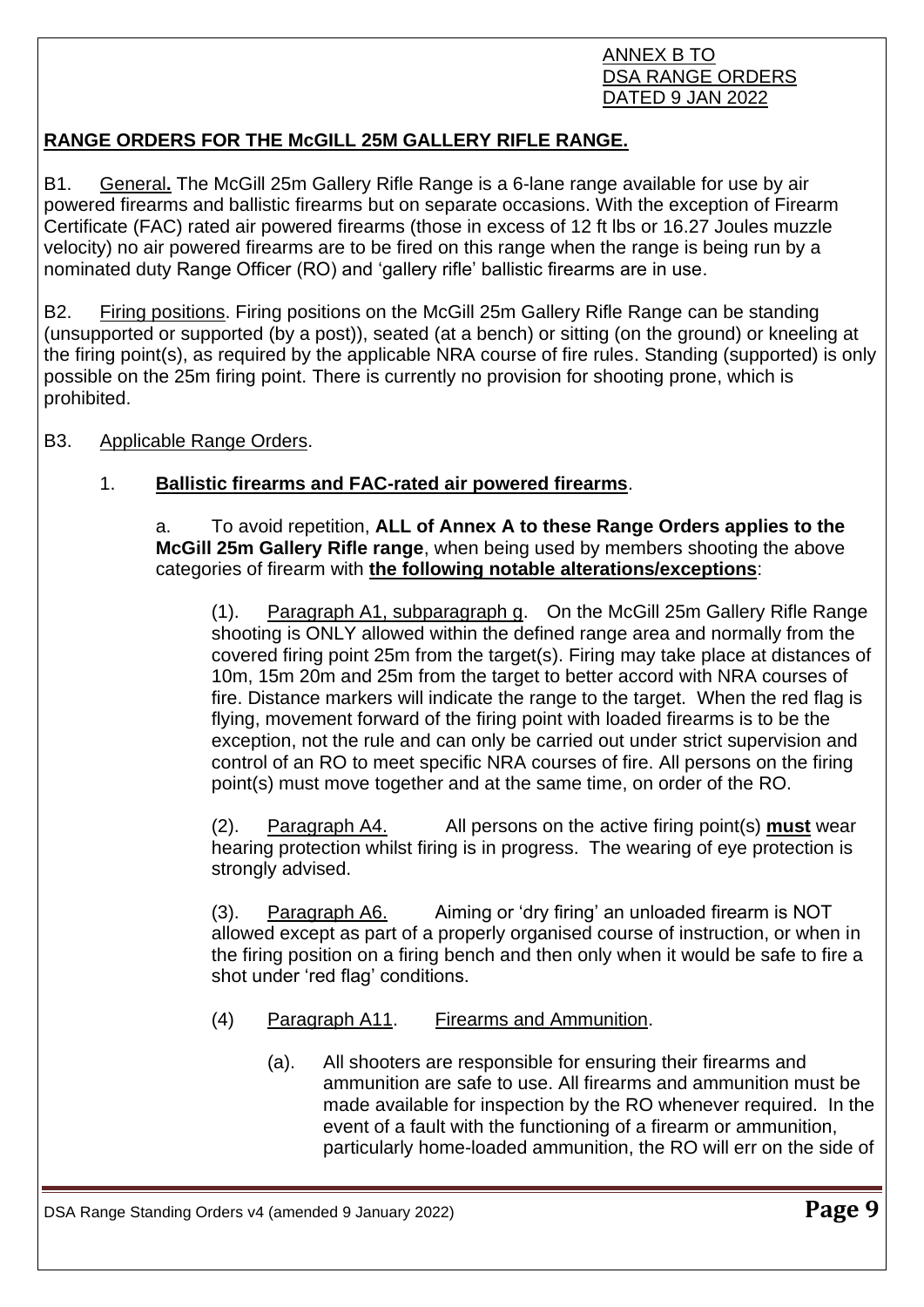ANNEX B TO
DSA RANGE ORDERS
DATED 9 JAN 2022

## RANGE ORDERS FOR THE McGILL 25M GALLERY RIFLE RANGE.

B1. General**.** The McGill 25m Gallery Rifle Range is a 6-lane range available for use by air powered firearms and ballistic firearms but on separate occasions. With the exception of Firearm Certificate (FAC) rated air powered firearms (those in excess of 12 ft lbs or 16.27 Joules muzzle velocity) no air powered firearms are to be fired on this range when the range is being run by a nominated duty Range Officer (RO) and 'gallery rifle' ballistic firearms are in use.

B2. Firing positions. Firing positions on the McGill 25m Gallery Rifle Range can be standing (unsupported or supported (by a post)), seated (at a bench) or sitting (on the ground) or kneeling at the firing point(s), as required by the applicable NRA course of fire rules. Standing (supported) is only possible on the 25m firing point. There is currently no provision for shooting prone, which is prohibited.

B3. Applicable Range Orders.

1. **Ballistic firearms and FAC-rated air powered firearms**.

a. To avoid repetition, **ALL of Annex A to these Range Orders applies to the McGill 25m Gallery Rifle range**, when being used by members shooting the above categories of firearm with **the following notable alterations/exceptions**:

(1). Paragraph A1, subparagraph g. On the McGill 25m Gallery Rifle Range shooting is ONLY allowed within the defined range area and normally from the covered firing point 25m from the target(s). Firing may take place at distances of 10m, 15m 20m and 25m from the target to better accord with NRA courses of fire. Distance markers will indicate the range to the target. When the red flag is flying, movement forward of the firing point with loaded firearms is to be the exception, not the rule and can only be carried out under strict supervision and control of an RO to meet specific NRA courses of fire. All persons on the firing point(s) must move together and at the same time, on order of the RO.

(2). Paragraph A4. All persons on the active firing point(s) **must** wear hearing protection whilst firing is in progress. The wearing of eye protection is strongly advised.

(3). Paragraph A6. Aiming or 'dry firing' an unloaded firearm is NOT allowed except as part of a properly organised course of instruction, or when in the firing position on a firing bench and then only when it would be safe to fire a shot under 'red flag' conditions.

(4) Paragraph A11. Firearms and Ammunition.

(a). All shooters are responsible for ensuring their firearms and ammunition are safe to use. All firearms and ammunition must be made available for inspection by the RO whenever required. In the event of a fault with the functioning of a firearm or ammunition, particularly home-loaded ammunition, the RO will err on the side of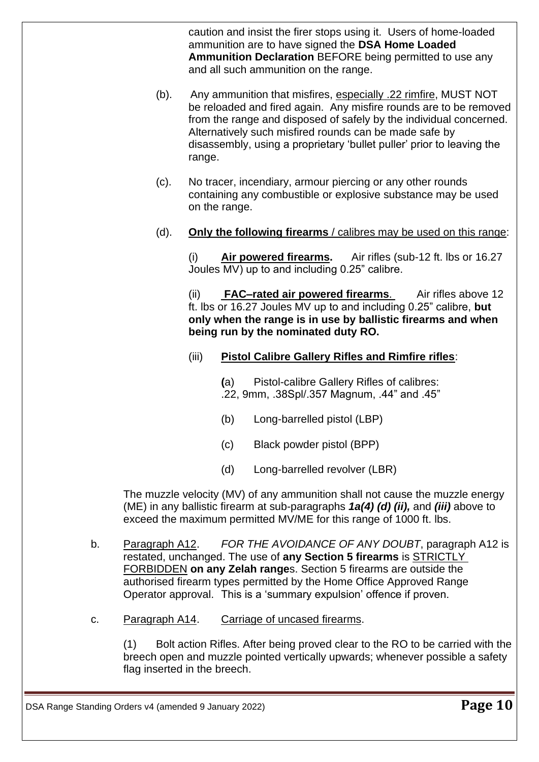caution and insist the firer stops using it. Users of home-loaded ammunition are to have signed the **DSA Home Loaded Ammunition Declaration** BEFORE being permitted to use any and all such ammunition on the range.

(b). Any ammunition that misfires, especially .22 rimfire, MUST NOT be reloaded and fired again. Any misfire rounds are to be removed from the range and disposed of safely by the individual concerned. Alternatively such misfired rounds can be made safe by disassembly, using a proprietary 'bullet puller' prior to leaving the range.

(c). No tracer, incendiary, armour piercing or any other rounds containing any combustible or explosive substance may be used on the range.

(d). **Only the following firearms** / calibres may be used on this range:

(i) **Air powered firearms.** Air rifles (sub-12 ft. lbs or 16.27 Joules MV) up to and including 0.25" calibre.

(ii) **FAC–rated air powered firearms**. Air rifles above 12 ft. lbs or 16.27 Joules MV up to and including 0.25" calibre, **but only when the range is in use by ballistic firearms and when being run by the nominated duty RO.**

(iii) **Pistol Calibre Gallery Rifles and Rimfire rifles**:

(a) Pistol-calibre Gallery Rifles of calibres: .22, 9mm, .38Spl/.357 Magnum, .44" and .45"

(b) Long-barrelled pistol (LBP)

(c) Black powder pistol (BPP)

(d) Long-barrelled revolver (LBR)

The muzzle velocity (MV) of any ammunition shall not cause the muzzle energy (ME) in any ballistic firearm at sub-paragraphs ***1a(4) (d) (ii),*** and ***(iii)*** above to exceed the maximum permitted MV/ME for this range of 1000 ft. lbs.

b. Paragraph A12. *FOR THE AVOIDANCE OF ANY DOUBT*, paragraph A12 is restated, unchanged. The use of **any Section 5 firearms** is STRICTLY FORBIDDEN **on any Zelah range**s. Section 5 firearms are outside the authorised firearm types permitted by the Home Office Approved Range Operator approval. This is a 'summary expulsion' offence if proven.

c. Paragraph A14. Carriage of uncased firearms.

(1) Bolt action Rifles. After being proved clear to the RO to be carried with the breech open and muzzle pointed vertically upwards; whenever possible a safety flag inserted in the breech.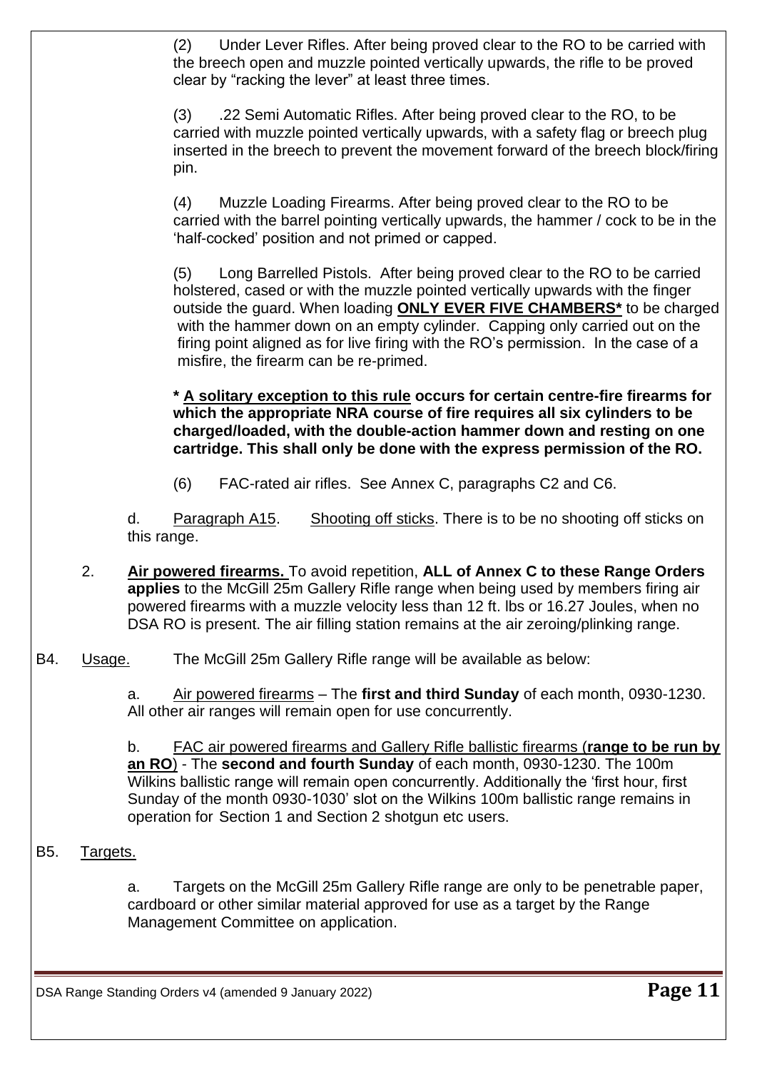(2) Under Lever Rifles. After being proved clear to the RO to be carried with the breech open and muzzle pointed vertically upwards, the rifle to be proved clear by "racking the lever" at least three times.

(3) .22 Semi Automatic Rifles. After being proved clear to the RO, to be carried with muzzle pointed vertically upwards, with a safety flag or breech plug inserted in the breech to prevent the movement forward of the breech block/firing pin.

(4) Muzzle Loading Firearms. After being proved clear to the RO to be carried with the barrel pointing vertically upwards, the hammer / cock to be in the 'half-cocked' position and not primed or capped.

(5) Long Barrelled Pistols. After being proved clear to the RO to be carried holstered, cased or with the muzzle pointed vertically upwards with the finger outside the guard. When loading <u>**ONLY EVER FIVE CHAMBERS***</u> to be charged with the hammer down on an empty cylinder. Capping only carried out on the firing point aligned as for live firing with the RO's permission. In the case of a misfire, the firearm can be re-primed.

**\* <u>A solitary exception to this rule</u> occurs for certain centre-fire firearms for which the appropriate NRA course of fire requires all six cylinders to be charged/loaded, with the double-action hammer down and resting on one cartridge. This shall only be done with the express permission of the RO.**

(6) FAC-rated air rifles. See Annex C, paragraphs C2 and C6.

d. <u>Paragraph A15</u>. <u>Shooting off sticks</u>. There is to be no shooting off sticks on this range.

2. <u>**Air powered firearms.**</u> To avoid repetition, **ALL of Annex C to these Range Orders applies** to the McGill 25m Gallery Rifle range when being used by members firing air powered firearms with a muzzle velocity less than 12 ft. lbs or 16.27 Joules, when no DSA RO is present. The air filling station remains at the air zeroing/plinking range.

B4. <u>Usage.</u> The McGill 25m Gallery Rifle range will be available as below:

a. <u>Air powered firearms</u> – The **first and third Sunday** of each month, 0930-1230. All other air ranges will remain open for use concurrently.

b. <u>FAC air powered firearms and Gallery Rifle ballistic firearms</u> (<u>**range to be run by an RO**</u>) - The **second and fourth Sunday** of each month, 0930-1230. The 100m Wilkins ballistic range will remain open concurrently. Additionally the 'first hour, first Sunday of the month 0930-1030' slot on the Wilkins 100m ballistic range remains in operation for Section 1 and Section 2 shotgun etc users.

B5. <u>Targets.</u>

a. Targets on the McGill 25m Gallery Rifle range are only to be penetrable paper, cardboard or other similar material approved for use as a target by the Range Management Committee on application.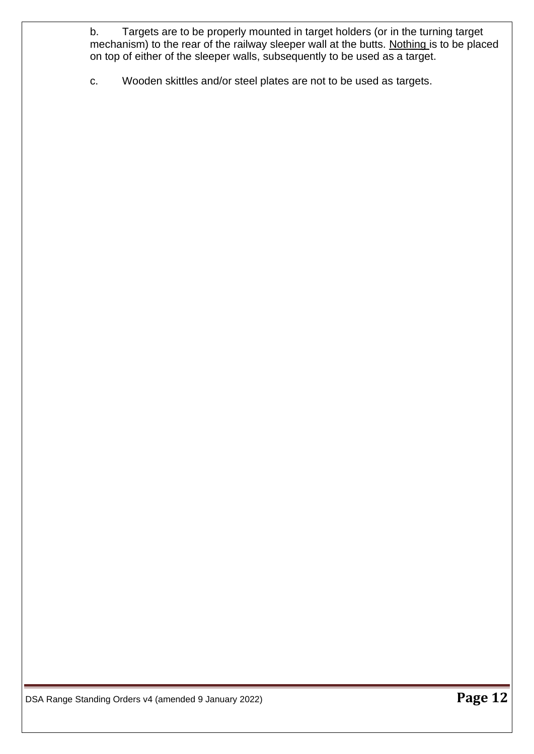b. Targets are to be properly mounted in target holders (or in the turning target mechanism) to the rear of the railway sleeper wall at the butts. <u>Nothing</u> is to be placed on top of either of the sleeper walls, subsequently to be used as a target.

c. Wooden skittles and/or steel plates are not to be used as targets.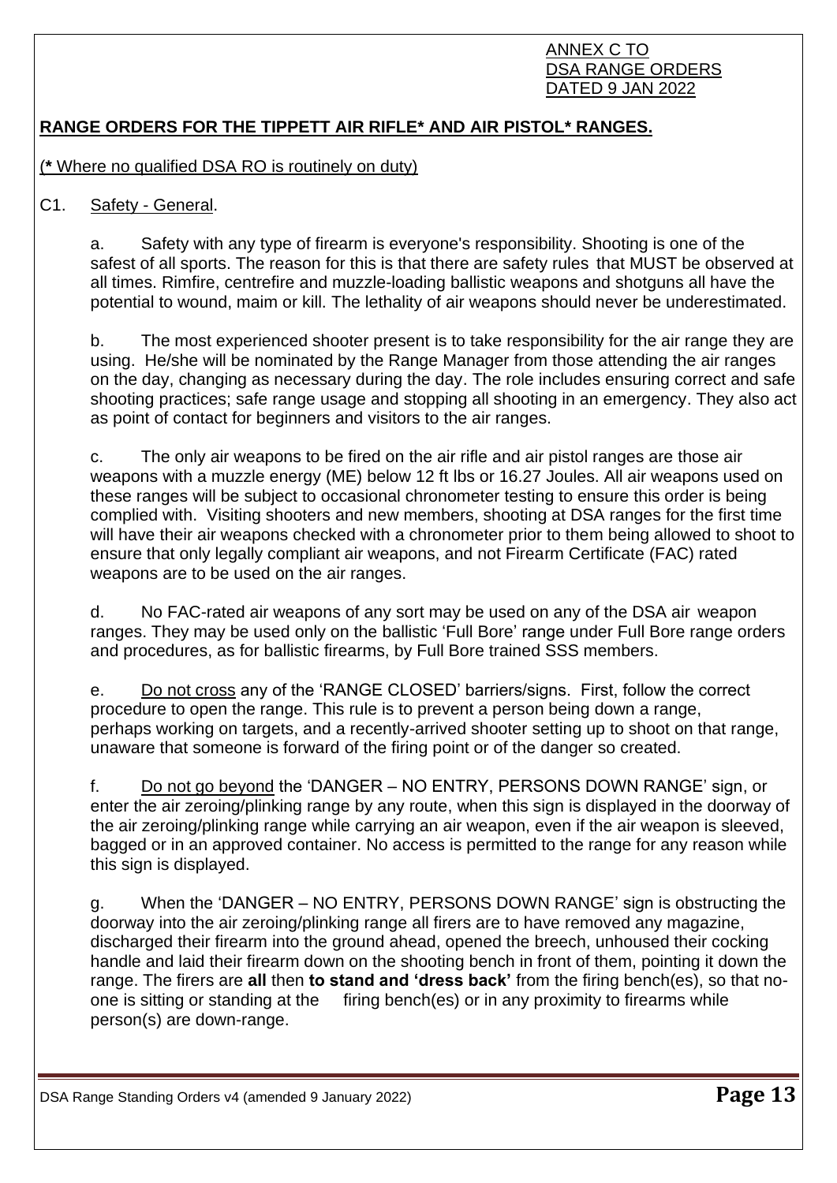ANNEX C TO
DSA RANGE ORDERS
DATED 9 JAN 2022

## RANGE ORDERS FOR THE TIPPETT AIR RIFLE* AND AIR PISTOL* RANGES.

(* Where no qualified DSA RO is routinely on duty)

C1. Safety - General.

a. Safety with any type of firearm is everyone's responsibility. Shooting is one of the safest of all sports. The reason for this is that there are safety rules that MUST be observed at all times. Rimfire, centrefire and muzzle-loading ballistic weapons and shotguns all have the potential to wound, maim or kill. The lethality of air weapons should never be underestimated.

b. The most experienced shooter present is to take responsibility for the air range they are using. He/she will be nominated by the Range Manager from those attending the air ranges on the day, changing as necessary during the day. The role includes ensuring correct and safe shooting practices; safe range usage and stopping all shooting in an emergency. They also act as point of contact for beginners and visitors to the air ranges.

c. The only air weapons to be fired on the air rifle and air pistol ranges are those air weapons with a muzzle energy (ME) below 12 ft lbs or 16.27 Joules. All air weapons used on these ranges will be subject to occasional chronometer testing to ensure this order is being complied with. Visiting shooters and new members, shooting at DSA ranges for the first time will have their air weapons checked with a chronometer prior to them being allowed to shoot to ensure that only legally compliant air weapons, and not Firearm Certificate (FAC) rated weapons are to be used on the air ranges.

d. No FAC-rated air weapons of any sort may be used on any of the DSA air weapon ranges. They may be used only on the ballistic 'Full Bore' range under Full Bore range orders and procedures, as for ballistic firearms, by Full Bore trained SSS members.

e. Do not cross any of the 'RANGE CLOSED' barriers/signs. First, follow the correct procedure to open the range. This rule is to prevent a person being down a range, perhaps working on targets, and a recently-arrived shooter setting up to shoot on that range, unaware that someone is forward of the firing point or of the danger so created.

f. Do not go beyond the 'DANGER – NO ENTRY, PERSONS DOWN RANGE' sign, or enter the air zeroing/plinking range by any route, when this sign is displayed in the doorway of the air zeroing/plinking range while carrying an air weapon, even if the air weapon is sleeved, bagged or in an approved container. No access is permitted to the range for any reason while this sign is displayed.

g. When the 'DANGER – NO ENTRY, PERSONS DOWN RANGE' sign is obstructing the doorway into the air zeroing/plinking range all firers are to have removed any magazine, discharged their firearm into the ground ahead, opened the breech, unhoused their cocking handle and laid their firearm down on the shooting bench in front of them, pointing it down the range. The firers are **all** then **to stand and 'dress back'** from the firing bench(es), so that no-one is sitting or standing at the firing bench(es) or in any proximity to firearms while person(s) are down-range.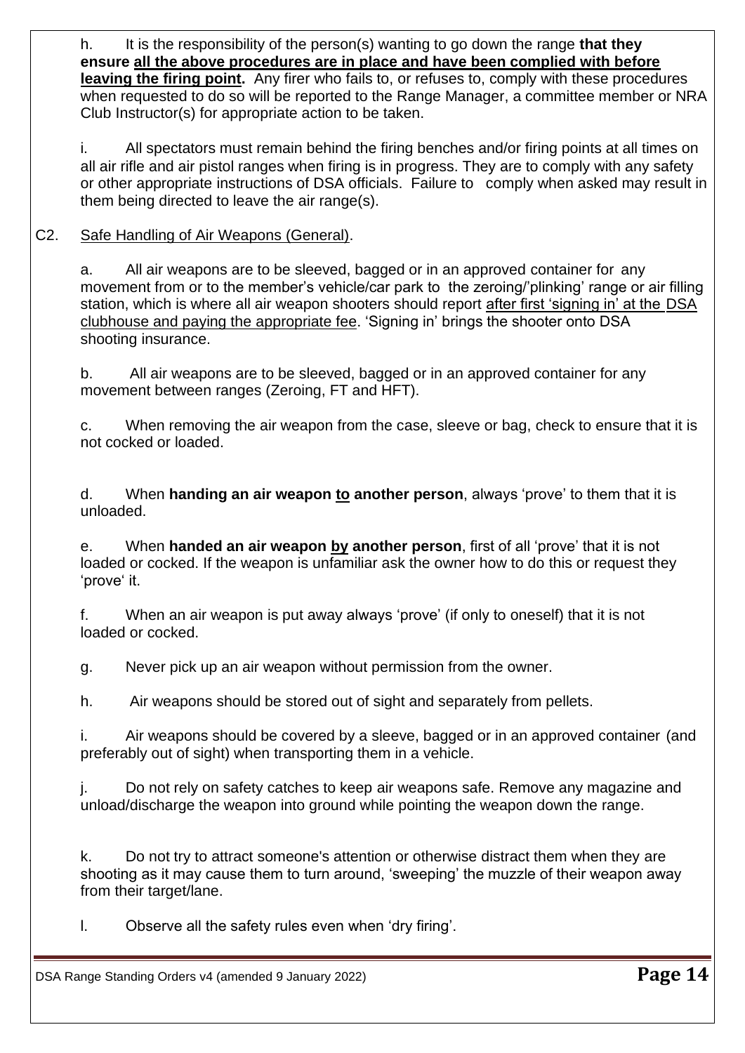h. It is the responsibility of the person(s) wanting to go down the range **that they ensure <u>all the above procedures are in place and have been complied with before leaving the firing point</u>.** Any firer who fails to, or refuses to, comply with these procedures when requested to do so will be reported to the Range Manager, a committee member or NRA Club Instructor(s) for appropriate action to be taken.

i. All spectators must remain behind the firing benches and/or firing points at all times on all air rifle and air pistol ranges when firing is in progress. They are to comply with any safety or other appropriate instructions of DSA officials. Failure to comply when asked may result in them being directed to leave the air range(s).

C2. <u>Safe Handling of Air Weapons (General)</u>.

a. All air weapons are to be sleeved, bagged or in an approved container for any movement from or to the member's vehicle/car park to the zeroing/'plinking' range or air filling station, which is where all air weapon shooters should report <u>after first 'signing in' at the DSA clubhouse and paying the appropriate fee</u>. 'Signing in' brings the shooter onto DSA shooting insurance.

b. All air weapons are to be sleeved, bagged or in an approved container for any movement between ranges (Zeroing, FT and HFT).

c. When removing the air weapon from the case, sleeve or bag, check to ensure that it is not cocked or loaded.

d. When **handing an air weapon <u>to</u> another person**, always 'prove' to them that it is unloaded.

e. When **handed an air weapon <u>by</u> another person**, first of all 'prove' that it is not loaded or cocked. If the weapon is unfamiliar ask the owner how to do this or request they 'prove' it.

f. When an air weapon is put away always 'prove' (if only to oneself) that it is not loaded or cocked.

g. Never pick up an air weapon without permission from the owner.

h. Air weapons should be stored out of sight and separately from pellets.

i. Air weapons should be covered by a sleeve, bagged or in an approved container (and preferably out of sight) when transporting them in a vehicle.

j. Do not rely on safety catches to keep air weapons safe. Remove any magazine and unload/discharge the weapon into ground while pointing the weapon down the range.

k. Do not try to attract someone's attention or otherwise distract them when they are shooting as it may cause them to turn around, 'sweeping' the muzzle of their weapon away from their target/lane.

l. Observe all the safety rules even when 'dry firing'.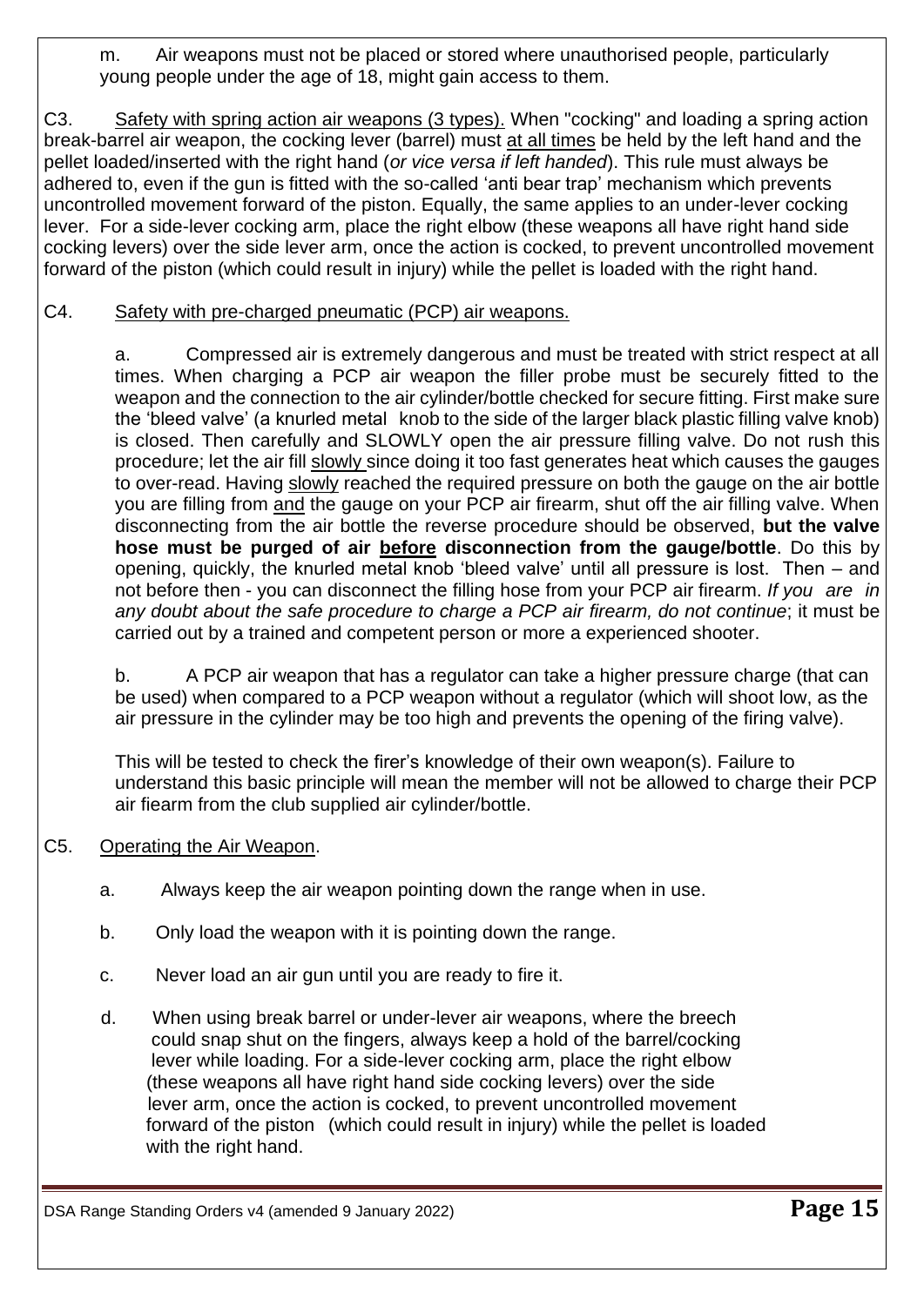m. Air weapons must not be placed or stored where unauthorised people, particularly young people under the age of 18, might gain access to them.

C3. Safety with spring action air weapons (3 types). When "cocking" and loading a spring action break-barrel air weapon, the cocking lever (barrel) must at all times be held by the left hand and the pellet loaded/inserted with the right hand (*or vice versa if left handed*). This rule must always be adhered to, even if the gun is fitted with the so-called 'anti bear trap' mechanism which prevents uncontrolled movement forward of the piston. Equally, the same applies to an under-lever cocking lever. For a side-lever cocking arm, place the right elbow (these weapons all have right hand side cocking levers) over the side lever arm, once the action is cocked, to prevent uncontrolled movement forward of the piston (which could result in injury) while the pellet is loaded with the right hand.

C4. Safety with pre-charged pneumatic (PCP) air weapons.

a. Compressed air is extremely dangerous and must be treated with strict respect at all times. When charging a PCP air weapon the filler probe must be securely fitted to the weapon and the connection to the air cylinder/bottle checked for secure fitting. First make sure the 'bleed valve' (a knurled metal knob to the side of the larger black plastic filling valve knob) is closed. Then carefully and SLOWLY open the air pressure filling valve. Do not rush this procedure; let the air fill slowly since doing it too fast generates heat which causes the gauges to over-read. Having slowly reached the required pressure on both the gauge on the air bottle you are filling from and the gauge on your PCP air firearm, shut off the air filling valve. When disconnecting from the air bottle the reverse procedure should be observed, **but the valve hose must be purged of air before disconnection from the gauge/bottle**. Do this by opening, quickly, the knurled metal knob 'bleed valve' until all pressure is lost. Then – and not before then - you can disconnect the filling hose from your PCP air firearm. *If you are in any doubt about the safe procedure to charge a PCP air firearm, do not continue*; it must be carried out by a trained and competent person or more a experienced shooter.

b. A PCP air weapon that has a regulator can take a higher pressure charge (that can be used) when compared to a PCP weapon without a regulator (which will shoot low, as the air pressure in the cylinder may be too high and prevents the opening of the firing valve).

This will be tested to check the firer's knowledge of their own weapon(s). Failure to understand this basic principle will mean the member will not be allowed to charge their PCP air fiearm from the club supplied air cylinder/bottle.

C5. Operating the Air Weapon.

a. Always keep the air weapon pointing down the range when in use.

b. Only load the weapon with it is pointing down the range.

c. Never load an air gun until you are ready to fire it.

d. When using break barrel or under-lever air weapons, where the breech could snap shut on the fingers, always keep a hold of the barrel/cocking lever while loading. For a side-lever cocking arm, place the right elbow (these weapons all have right hand side cocking levers) over the side lever arm, once the action is cocked, to prevent uncontrolled movement forward of the piston (which could result in injury) while the pellet is loaded with the right hand.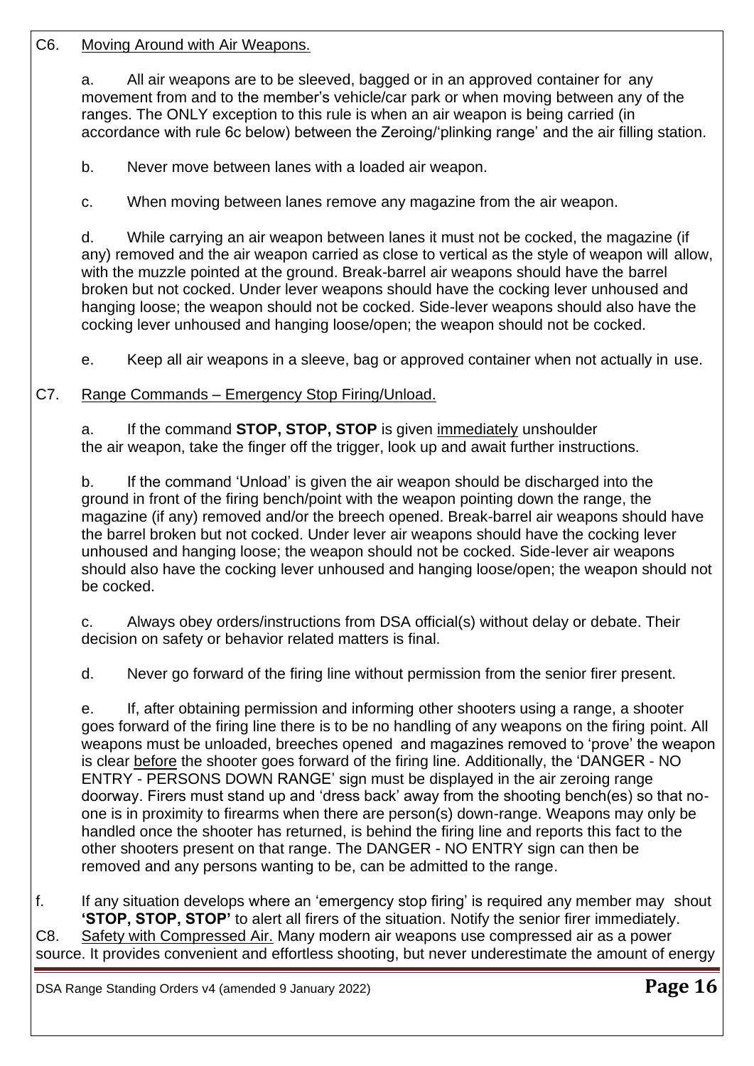C6. <u>Moving Around with Air Weapons.</u>

a. All air weapons are to be sleeved, bagged or in an approved container for any movement from and to the member's vehicle/car park or when moving between any of the ranges. The ONLY exception to this rule is when an air weapon is being carried (in accordance with rule 6c below) between the Zeroing/'plinking range' and the air filling station.

b. Never move between lanes with a loaded air weapon.

c. When moving between lanes remove any magazine from the air weapon.

d. While carrying an air weapon between lanes it must not be cocked, the magazine (if any) removed and the air weapon carried as close to vertical as the style of weapon will allow, with the muzzle pointed at the ground. Break-barrel air weapons should have the barrel broken but not cocked. Under lever weapons should have the cocking lever unhoused and hanging loose; the weapon should not be cocked. Side-lever weapons should also have the cocking lever unhoused and hanging loose/open; the weapon should not be cocked.

e. Keep all air weapons in a sleeve, bag or approved container when not actually in use.

C7. <u>Range Commands – Emergency Stop Firing/Unload.</u>

a. If the command **STOP, STOP, STOP** is given <u>immediately</u> unshoulder the air weapon, take the finger off the trigger, look up and await further instructions.

b. If the command 'Unload' is given the air weapon should be discharged into the ground in front of the firing bench/point with the weapon pointing down the range, the magazine (if any) removed and/or the breech opened. Break-barrel air weapons should have the barrel broken but not cocked. Under lever air weapons should have the cocking lever unhoused and hanging loose; the weapon should not be cocked. Side-lever air weapons should also have the cocking lever unhoused and hanging loose/open; the weapon should not be cocked.

c. Always obey orders/instructions from DSA official(s) without delay or debate. Their decision on safety or behavior related matters is final.

d. Never go forward of the firing line without permission from the senior firer present.

e. If, after obtaining permission and informing other shooters using a range, a shooter goes forward of the firing line there is to be no handling of any weapons on the firing point. All weapons must be unloaded, breeches opened and magazines removed to 'prove' the weapon is clear <u>before</u> the shooter goes forward of the firing line. Additionally, the 'DANGER - NO ENTRY - PERSONS DOWN RANGE' sign must be displayed in the air zeroing range doorway. Firers must stand up and 'dress back' away from the shooting bench(es) so that no-one is in proximity to firearms when there are person(s) down-range. Weapons may only be handled once the shooter has returned, is behind the firing line and reports this fact to the other shooters present on that range. The DANGER - NO ENTRY sign can then be removed and any persons wanting to be, can be admitted to the range.

f. If any situation develops where an 'emergency stop firing' is required any member may shout **'STOP, STOP, STOP'** to alert all firers of the situation. Notify the senior firer immediately.

C8. <u>Safety with Compressed Air.</u> Many modern air weapons use compressed air as a power source. It provides convenient and effortless shooting, but never underestimate the amount of energy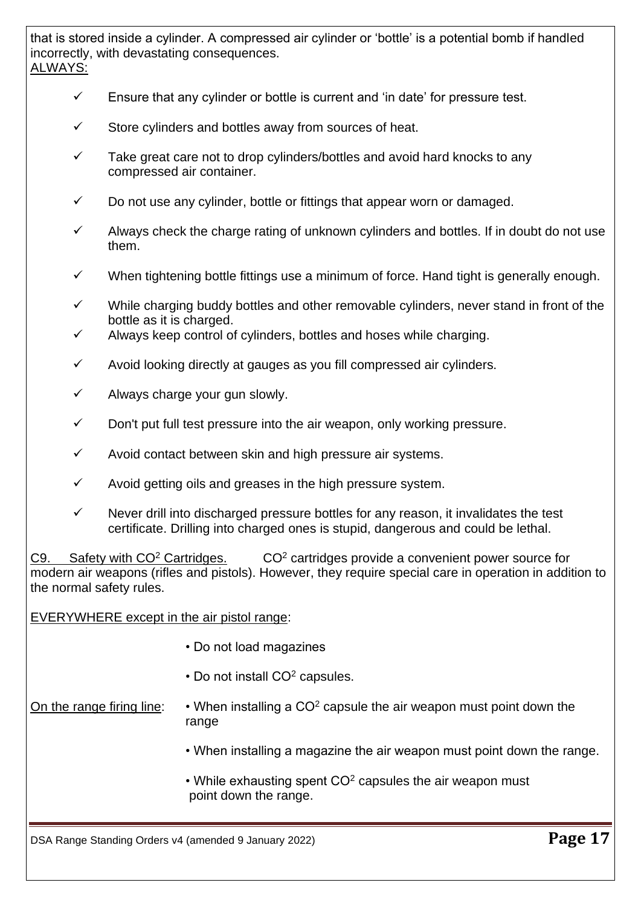that is stored inside a cylinder. A compressed air cylinder or 'bottle' is a potential bomb if handled incorrectly, with devastating consequences.

ALWAYS:

- ✓ Ensure that any cylinder or bottle is current and 'in date' for pressure test.
- ✓ Store cylinders and bottles away from sources of heat.
- ✓ Take great care not to drop cylinders/bottles and avoid hard knocks to any compressed air container.
- ✓ Do not use any cylinder, bottle or fittings that appear worn or damaged.
- ✓ Always check the charge rating of unknown cylinders and bottles. If in doubt do not use them.
- ✓ When tightening bottle fittings use a minimum of force. Hand tight is generally enough.
- ✓ While charging buddy bottles and other removable cylinders, never stand in front of the bottle as it is charged.
- ✓ Always keep control of cylinders, bottles and hoses while charging.
- ✓ Avoid looking directly at gauges as you fill compressed air cylinders.
- ✓ Always charge your gun slowly.
- ✓ Don't put full test pressure into the air weapon, only working pressure.
- ✓ Avoid contact between skin and high pressure air systems.
- ✓ Avoid getting oils and greases in the high pressure system.
- ✓ Never drill into discharged pressure bottles for any reason, it invalidates the test certificate. Drilling into charged ones is stupid, dangerous and could be lethal.

C9. Safety with $CO^2$ Cartridges. $CO^2$ cartridges provide a convenient power source for modern air weapons (rifles and pistols). However, they require special care in operation in addition to the normal safety rules.

EVERYWHERE except in the air pistol range:

- Do not load magazines
- Do not install $CO^2$ capsules.

On the range firing line:

- When installing a $CO^2$ capsule the air weapon must point down the range
- When installing a magazine the air weapon must point down the range.
- While exhausting spent $CO^2$ capsules the air weapon must point down the range.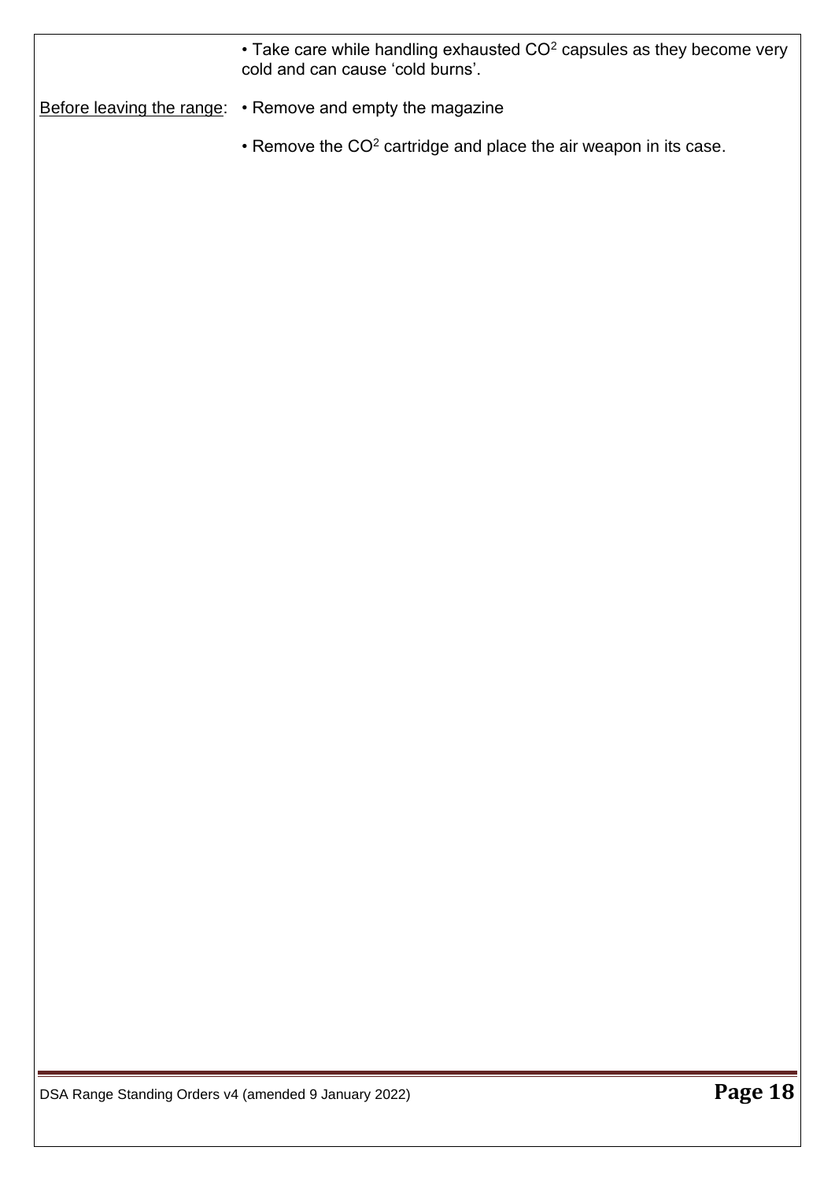• Take care while handling exhausted $CO^2$ capsules as they become very cold and can cause 'cold burns'.

Before leaving the range:

• Remove and empty the magazine

• Remove the $CO^2$ cartridge and place the air weapon in its case.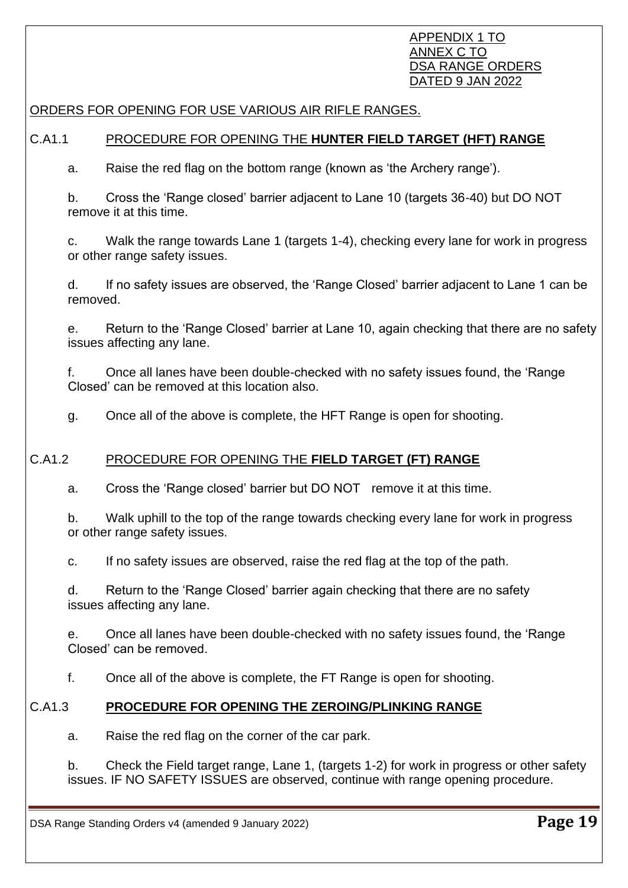APPENDIX 1 TO
ANNEX C TO
DSA RANGE ORDERS
DATED 9 JAN 2022

ORDERS FOR OPENING FOR USE VARIOUS AIR RIFLE RANGES.

## C.A1.1 PROCEDURE FOR OPENING THE **HUNTER FIELD TARGET (HFT) RANGE**

a. Raise the red flag on the bottom range (known as 'the Archery range').

b. Cross the 'Range closed' barrier adjacent to Lane 10 (targets 36-40) but DO NOT remove it at this time.

c. Walk the range towards Lane 1 (targets 1-4), checking every lane for work in progress or other range safety issues.

d. If no safety issues are observed, the 'Range Closed' barrier adjacent to Lane 1 can be removed.

e. Return to the 'Range Closed' barrier at Lane 10, again checking that there are no safety issues affecting any lane.

f. Once all lanes have been double-checked with no safety issues found, the 'Range Closed' can be removed at this location also.

g. Once all of the above is complete, the HFT Range is open for shooting.

## C.A1.2 PROCEDURE FOR OPENING THE **FIELD TARGET (FT) RANGE**

a. Cross the 'Range closed' barrier but DO NOT remove it at this time.

b. Walk uphill to the top of the range towards checking every lane for work in progress or other range safety issues.

c. If no safety issues are observed, raise the red flag at the top of the path.

d. Return to the 'Range Closed' barrier again checking that there are no safety issues affecting any lane.

e. Once all lanes have been double-checked with no safety issues found, the 'Range Closed' can be removed.

f. Once all of the above is complete, the FT Range is open for shooting.

## C.A1.3 **PROCEDURE FOR OPENING THE ZEROING/PLINKING RANGE**

a. Raise the red flag on the corner of the car park.

b. Check the Field target range, Lane 1, (targets 1-2) for work in progress or other safety issues. IF NO SAFETY ISSUES are observed, continue with range opening procedure.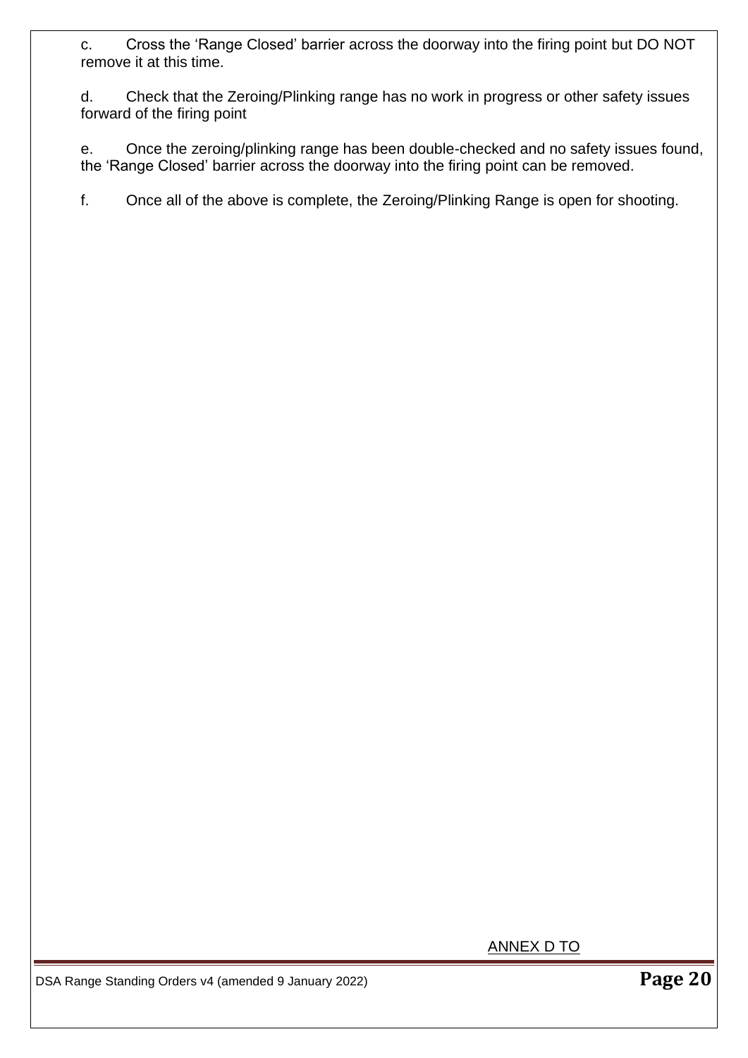c. Cross the 'Range Closed' barrier across the doorway into the firing point but DO NOT remove it at this time.

d. Check that the Zeroing/Plinking range has no work in progress or other safety issues forward of the firing point

e. Once the zeroing/plinking range has been double-checked and no safety issues found, the 'Range Closed' barrier across the doorway into the firing point can be removed.

f. Once all of the above is complete, the Zeroing/Plinking Range is open for shooting.

ANNEX D TO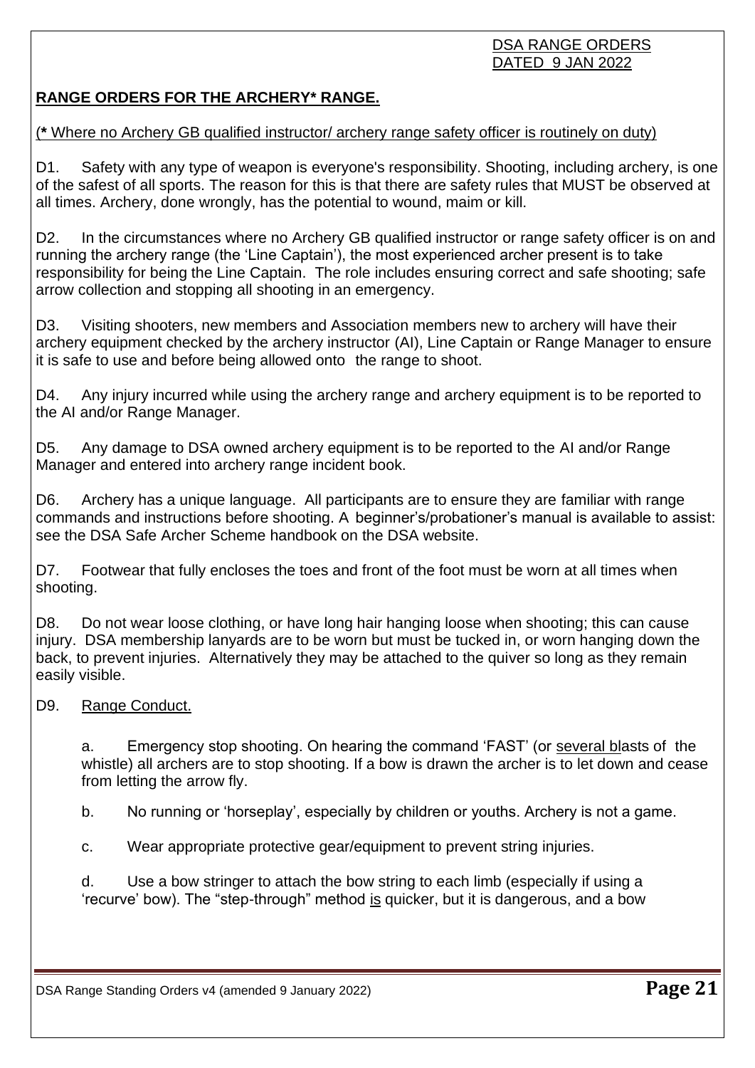DSA RANGE ORDERS
DATED 9 JAN 2022

**RANGE ORDERS FOR THE ARCHERY* RANGE.**

(***** Where no Archery GB qualified instructor/ archery range safety officer is routinely on duty)

D1. Safety with any type of weapon is everyone's responsibility. Shooting, including archery, is one of the safest of all sports. The reason for this is that there are safety rules that MUST be observed at all times. Archery, done wrongly, has the potential to wound, maim or kill.

D2. In the circumstances where no Archery GB qualified instructor or range safety officer is on and running the archery range (the 'Line Captain'), the most experienced archer present is to take responsibility for being the Line Captain. The role includes ensuring correct and safe shooting; safe arrow collection and stopping all shooting in an emergency.

D3. Visiting shooters, new members and Association members new to archery will have their archery equipment checked by the archery instructor (AI), Line Captain or Range Manager to ensure it is safe to use and before being allowed onto the range to shoot.

D4. Any injury incurred while using the archery range and archery equipment is to be reported to the AI and/or Range Manager.

D5. Any damage to DSA owned archery equipment is to be reported to the AI and/or Range Manager and entered into archery range incident book.

D6. Archery has a unique language. All participants are to ensure they are familiar with range commands and instructions before shooting. A beginner's/probationer's manual is available to assist: see the DSA Safe Archer Scheme handbook on the DSA website.

D7. Footwear that fully encloses the toes and front of the foot must be worn at all times when shooting.

D8. Do not wear loose clothing, or have long hair hanging loose when shooting; this can cause injury. DSA membership lanyards are to be worn but must be tucked in, or worn hanging down the back, to prevent injuries. Alternatively they may be attached to the quiver so long as they remain easily visible.

D9. Range Conduct.

a. Emergency stop shooting. On hearing the command 'FAST' (or several blasts of the whistle) all archers are to stop shooting. If a bow is drawn the archer is to let down and cease from letting the arrow fly.

b. No running or 'horseplay', especially by children or youths. Archery is not a game.

c. Wear appropriate protective gear/equipment to prevent string injuries.

d. Use a bow stringer to attach the bow string to each limb (especially if using a 'recurve' bow). The "step-through" method is quicker, but it is dangerous, and a bow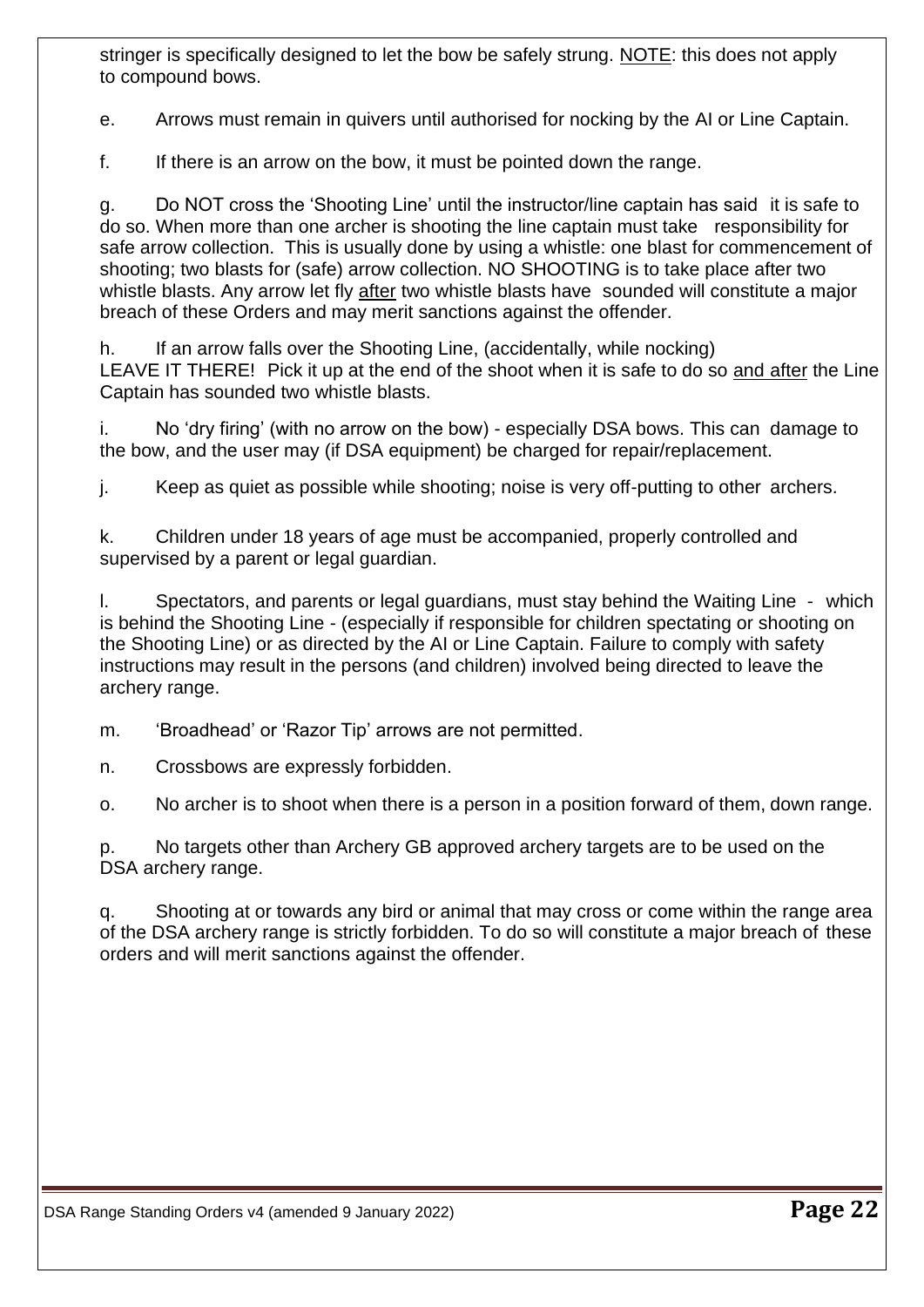stringer is specifically designed to let the bow be safely strung. <u>NOTE</u>: this does not apply to compound bows.

e. Arrows must remain in quivers until authorised for nocking by the AI or Line Captain.

f. If there is an arrow on the bow, it must be pointed down the range.

g. Do NOT cross the 'Shooting Line' until the instructor/line captain has said it is safe to do so. When more than one archer is shooting the line captain must take responsibility for safe arrow collection. This is usually done by using a whistle: one blast for commencement of shooting; two blasts for (safe) arrow collection. NO SHOOTING is to take place after two whistle blasts. Any arrow let fly <u>after</u> two whistle blasts have sounded will constitute a major breach of these Orders and may merit sanctions against the offender.

h. If an arrow falls over the Shooting Line, (accidentally, while nocking) LEAVE IT THERE! Pick it up at the end of the shoot when it is safe to do so <u>and after</u> the Line Captain has sounded two whistle blasts.

i. No 'dry firing' (with no arrow on the bow) - especially DSA bows. This can damage to the bow, and the user may (if DSA equipment) be charged for repair/replacement.

j. Keep as quiet as possible while shooting; noise is very off-putting to other archers.

k. Children under 18 years of age must be accompanied, properly controlled and supervised by a parent or legal guardian.

l. Spectators, and parents or legal guardians, must stay behind the Waiting Line - which is behind the Shooting Line - (especially if responsible for children spectating or shooting on the Shooting Line) or as directed by the AI or Line Captain. Failure to comply with safety instructions may result in the persons (and children) involved being directed to leave the archery range.

m. 'Broadhead' or 'Razor Tip' arrows are not permitted.

n. Crossbows are expressly forbidden.

o. No archer is to shoot when there is a person in a position forward of them, down range.

p. No targets other than Archery GB approved archery targets are to be used on the DSA archery range.

q. Shooting at or towards any bird or animal that may cross or come within the range area of the DSA archery range is strictly forbidden. To do so will constitute a major breach of these orders and will merit sanctions against the offender.